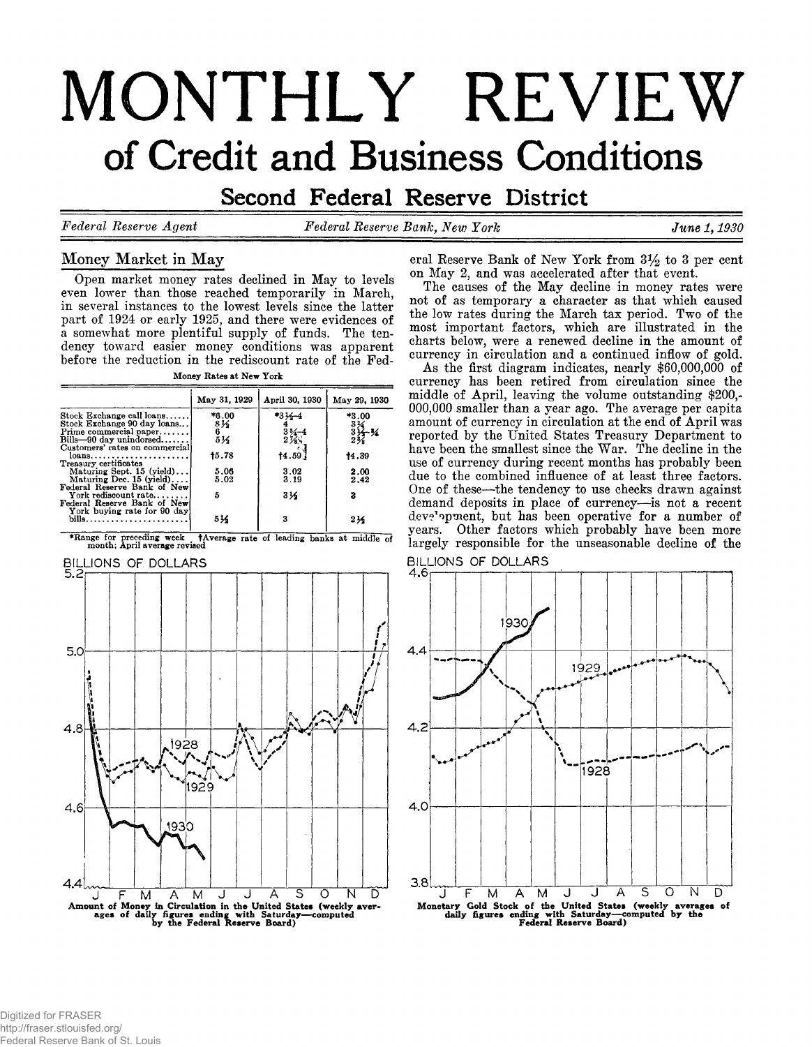# MONTHLY REVIEW

## of Credit and Business Conditions

### Second Federal Reserve District

*Federal Reserve Agent* — *Federal Reserve Bank, New York* — *June 1, 1930*

## Money Market in May

Open market money rates declined in May to levels even lower than those reached temporarily in March, in several instances to the lowest levels since the latter part of 1924 or early 1925, and there were evidences of a somewhat more plentiful supply of funds. The tendency toward easier money conditions was apparent before the reduction in the rediscount rate of the Federal Reserve Bank of New York from 3½ to 3 per cent on May 2, and was accelerated after that event.

Money Rates at New York

| | May 31, 1929 | April 30, 1930 | May 29, 1930 |
|---|---|---|---|
| Stock Exchange call loans | *6.00 | *3½-4 | *3.00 |
| Stock Exchange 90 day loans | 8½ | 4 | 3¼ |
| Prime commercial paper | 6 | 3¾-4 | 3½-¾ |
| Bills—90 day unindorsed | 5½ | 2⅞ | 2⅜ |
| Customers' rates on commercial loans | †5.78 | †4.59 | †4.39 |
| Treasury certificates | | | |
| Maturing Sept. 15 (yield) | 5.06 | 3.02 | 2.00 |
| Maturing Dec. 15 (yield) | 5.02 | 3.19 | 2.42 |
| Federal Reserve Bank of New York rediscount rate | 5 | 3½ | 3 |
| Federal Reserve Bank of New York buying rate for 90 day bills | 5½ | 3 | 2½ |

*Range for preceding week †Average rate of leading banks at middle of month; April average revised

The causes of the May decline in money rates were not of as temporary a character as that which caused the low rates during the March tax period. Two of the most important factors, which are illustrated in the charts below, were a renewed decline in the amount of currency in circulation and a continued inflow of gold.

As the first diagram indicates, nearly $60,000,000 of currency has been retired from circulation since the middle of April, leaving the volume outstanding $200,000,000 smaller than a year ago. The average per capita amount of currency in circulation at the end of April was reported by the United States Treasury Department to have been the smallest since the War. The decline in the use of currency during recent months has probably been due to the combined influence of at least three factors. One of these—the tendency to use checks drawn against demand deposits in place of currency—is not a recent development, but has been operative for a number of years. Other factors which probably have been more largely responsible for the unseasonable decline of the

Amount of Money in Circulation in the United States (weekly averages of daily figures ending with Saturday—computed by the Federal Reserve Board)

Monetary Gold Stock of the United States (weekly averages of daily figures ending with Saturday—computed by the Federal Reserve Board)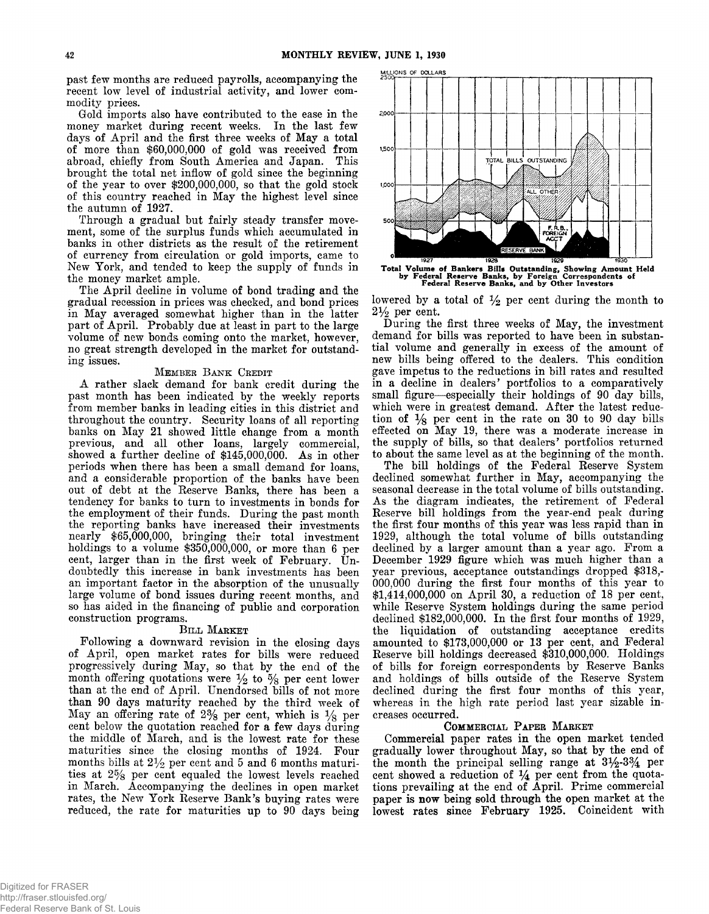past few months are reduced payrolls, accompanying the recent low level of industrial activity, and lower commodity prices.

Gold imports also have contributed to the ease in the money market during recent weeks. In the last few days of April and the first three weeks of May a total of more than $60,000,000 of gold was received from abroad, chiefly from South America and Japan. This brought the total net inflow of gold since the beginning of the year to over $200,000,000, so that the gold stock of this country reached in May the highest level since the autumn of 1927.

Through a gradual but fairly steady transfer movement, some of the surplus funds which accumulated in banks in other districts as the result of the retirement of currency from circulation or gold imports, came to New York, and tended to keep the supply of funds in the money market ample.

The April decline in volume of bond trading and the gradual recession in prices was checked, and bond prices in May averaged somewhat higher than in the latter part of April. Probably due at least in part to the large volume of new bonds coming onto the market, however, no great strength developed in the market for outstanding issues.

### Member Bank Credit

A rather slack demand for bank credit during the past month has been indicated by the weekly reports from member banks in leading cities in this district and throughout the country. Security loans of all reporting banks on May 21 showed little change from a month previous, and all other loans, largely commercial, showed a further decline of $145,000,000. As in other periods when there has been a small demand for loans, and a considerable proportion of the banks have been out of debt at the Reserve Banks, there has been a tendency for banks to turn to investments in bonds for the employment of their funds. During the past month the reporting banks have increased their investments nearly $65,000,000, bringing their total investment holdings to a volume $350,000,000, or more than 6 per cent, larger than in the first week of February. Undoubtedly this increase in bank investments has been an important factor in the absorption of the unusually large volume of bond issues during recent months, and so has aided in the financing of public and corporation construction programs.

### Bill Market

Following a downward revision in the closing days of April, open market rates for bills were reduced progressively during May, so that by the end of the month offering quotations were ½ to ⅝ per cent lower than at the end of April. Unendorsed bills of not more than 90 days maturity reached by the third week of May an offering rate of 2⅜ per cent, which is ⅛ per cent below the quotation reached for a few days during the middle of March, and is the lowest rate for these maturities since the closing months of 1924. Four months bills at 2½ per cent and 5 and 6 months maturities at 2⅝ per cent equaled the lowest levels reached in March. Accompanying the declines in open market rates, the New York Reserve Bank's buying rates were reduced, the rate for maturities up to 90 days being lowered by a total of ½ per cent during the month to 2½ per cent.

**Total Volume of Bankers Bills Outstanding, Showing Amount Held by Federal Reserve Banks, by Foreign Correspondents of Federal Reserve Banks, and by Other Investors**

During the first three weeks of May, the investment demand for bills was reported to have been in substantial volume and generally in excess of the amount of new bills being offered to the dealers. This condition gave impetus to the reductions in bill rates and resulted in a decline in dealers' portfolios to a comparatively small figure—especially their holdings of 90 day bills, which were in greatest demand. After the latest reduction of ⅛ per cent in the rate on 30 to 90 day bills effected on May 19, there was a moderate increase in the supply of bills, so that dealers' portfolios returned to about the same level as at the beginning of the month.

The bill holdings of the Federal Reserve System declined somewhat further in May, accompanying the seasonal decrease in the total volume of bills outstanding. As the diagram indicates, the retirement of Federal Reserve bill holdings from the year-end peak during the first four months of this year was less rapid than in 1929, although the total volume of bills outstanding declined by a larger amount than a year ago. From a December 1929 figure which was much higher than a year previous, acceptance outstandings dropped $318,000,000 during the first four months of this year to $1,414,000,000 on April 30, a reduction of 18 per cent, while Reserve System holdings during the same period declined $182,000,000. In the first four months of 1929, the liquidation of outstanding acceptance credits amounted to $173,000,000 or 13 per cent, and Federal Reserve bill holdings decreased $310,000,000. Holdings of bills for foreign correspondents by Reserve Banks and holdings of bills outside of the Reserve System declined during the first four months of this year, whereas in the high rate period last year sizable increases occurred.

### Commercial Paper Market

Commercial paper rates in the open market tended gradually lower throughout May, so that by the end of the month the principal selling range at 3½-3¾ per cent showed a reduction of ¼ per cent from the quotations prevailing at the end of April. Prime commercial paper is now being sold through the open market at the lowest rates since February 1925. Coincident with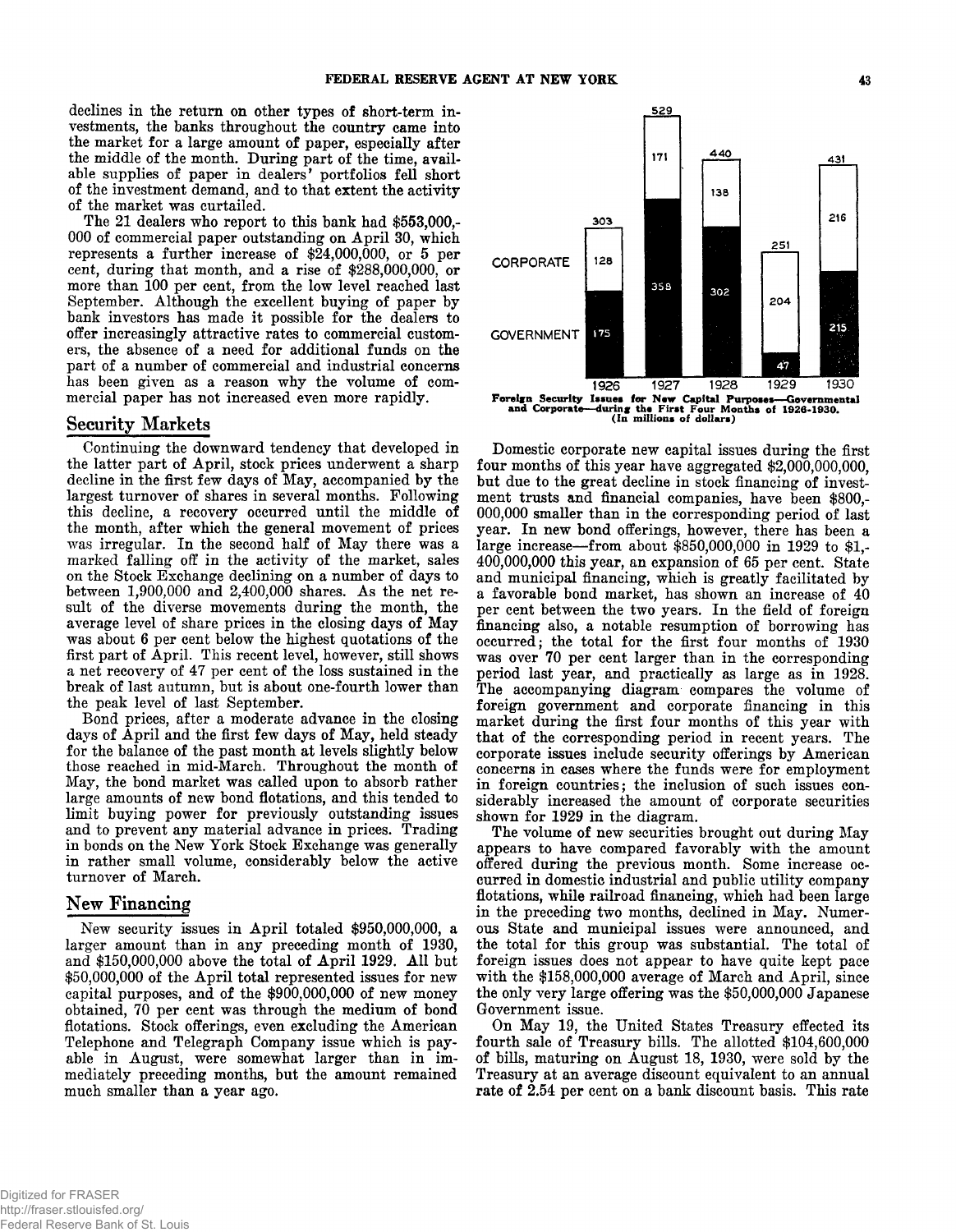declines in the return on other types of short-term investments, the banks throughout the country came into the market for a large amount of paper, especially after the middle of the month. During part of the time, available supplies of paper in dealers' portfolios fell short of the investment demand, and to that extent the activity of the market was curtailed.

The 21 dealers who report to this bank had $553,000,000 of commercial paper outstanding on April 30, which represents a further increase of $24,000,000, or 5 per cent, during that month, and a rise of $288,000,000, or more than 100 per cent, from the low level reached last September. Although the excellent buying of paper by bank investors has made it possible for the dealers to offer increasingly attractive rates to commercial customers, the absence of a need for additional funds on the part of a number of commercial and industrial concerns has been given as a reason why the volume of commercial paper has not increased even more rapidly.

## Security Markets

Continuing the downward tendency that developed in the latter part of April, stock prices underwent a sharp decline in the first few days of May, accompanied by the largest turnover of shares in several months. Following this decline, a recovery occurred until the middle of the month, after which the general movement of prices was irregular. In the second half of May there was a marked falling off in the activity of the market, sales on the Stock Exchange declining on a number of days to between 1,900,000 and 2,400,000 shares. As the net result of the diverse movements during the month, the average level of share prices in the closing days of May was about 6 per cent below the highest quotations of the first part of April. This recent level, however, still shows a net recovery of 47 per cent of the loss sustained in the break of last autumn, but is about one-fourth lower than the peak level of last September.

Bond prices, after a moderate advance in the closing days of April and the first few days of May, held steady for the balance of the past month at levels slightly below those reached in mid-March. Throughout the month of May, the bond market was called upon to absorb rather large amounts of new bond flotations, and this tended to limit buying power for previously outstanding issues and to prevent any material advance in prices. Trading in bonds on the New York Stock Exchange was generally in rather small volume, considerably below the active turnover of March.

## New Financing

New security issues in April totaled $950,000,000, a larger amount than in any preceding month of 1930, and $150,000,000 above the total of April 1929. All but $50,000,000 of the April total represented issues for new capital purposes, and of the $900,000,000 of new money obtained, 70 per cent was through the medium of bond flotations. Stock offerings, even excluding the American Telephone and Telegraph Company issue which is payable in August, were somewhat larger than in immediately preceding months, but the amount remained much smaller than a year ago.

| | 1926 | 1927 | 1928 | 1929 | 1930 |
|---|---|---|---|---|---|
| Corporate | 128 | 171 | 138 | 204 | 216 |
| Government | 175 | 358 | 302 | 47 | 215 |
| Total | 303 | 529 | 440 | 251 | 431 |

**Foreign Security Issues for New Capital Purposes—Governmental and Corporate—during the First Four Months of 1926-1930. (In millions of dollars)**

Domestic corporate new capital issues during the first four months of this year have aggregated $2,000,000,000, but due to the great decline in stock financing of investment trusts and financial companies, have been $800,000,000 smaller than in the corresponding period of last year. In new bond offerings, however, there has been a large increase—from about $850,000,000 in 1929 to $1,400,000,000 this year, an expansion of 65 per cent. State and municipal financing, which is greatly facilitated by a favorable bond market, has shown an increase of 40 per cent between the two years. In the field of foreign financing also, a notable resumption of borrowing has occurred; the total for the first four months of 1930 was over 70 per cent larger than in the corresponding period last year, and practically as large as in 1928. The accompanying diagram compares the volume of foreign government and corporate financing in this market during the first four months of this year with that of the corresponding period in recent years. The corporate issues include security offerings by American concerns in cases where the funds were for employment in foreign countries; the inclusion of such issues considerably increased the amount of corporate securities shown for 1929 in the diagram.

The volume of new securities brought out during May appears to have compared favorably with the amount offered during the previous month. Some increase occurred in domestic industrial and public utility company flotations, while railroad financing, which had been large in the preceding two months, declined in May. Numerous State and municipal issues were announced, and the total for this group was substantial. The total of foreign issues does not appear to have quite kept pace with the $158,000,000 average of March and April, since the only very large offering was the $50,000,000 Japanese Government issue.

On May 19, the United States Treasury effected its fourth sale of Treasury bills. The allotted $104,600,000 of bills, maturing on August 18, 1930, were sold by the Treasury at an average discount equivalent to an annual rate of 2.54 per cent on a bank discount basis. This rate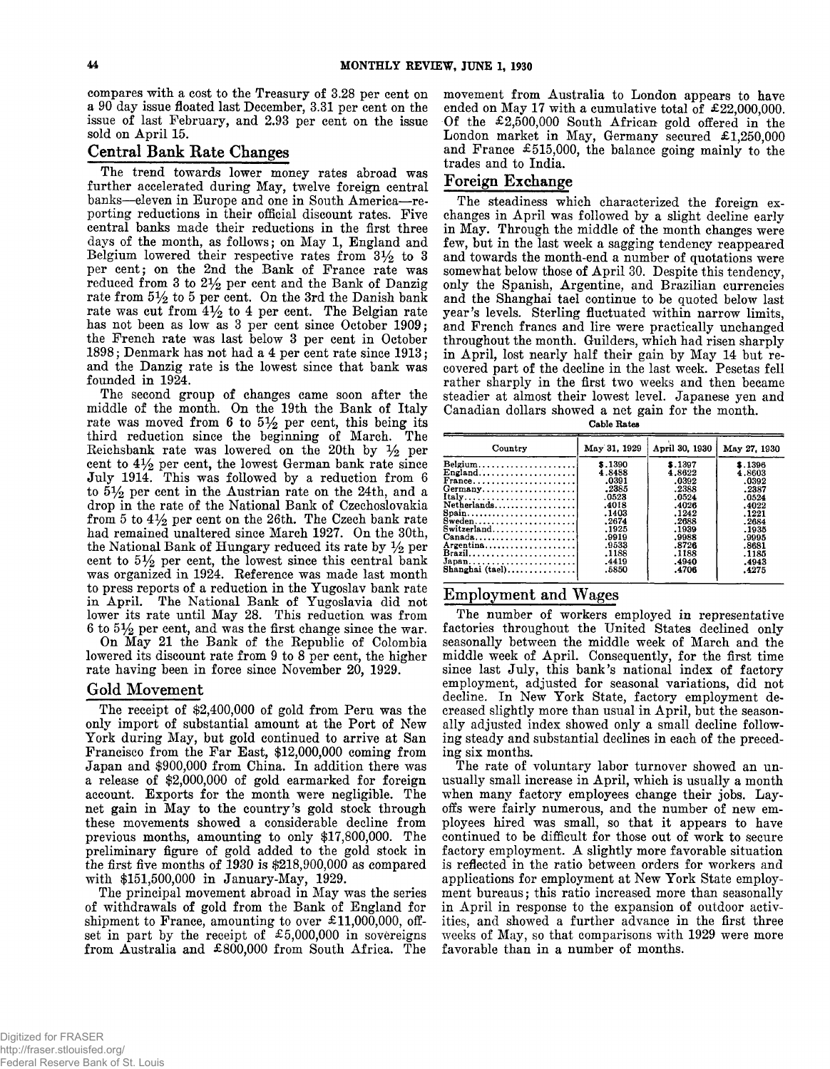compares with a cost to the Treasury of 3.28 per cent on a 90 day issue floated last December, 3.31 per cent on the issue of last February, and 2.93 per cent on the issue sold on April 15.

## Central Bank Rate Changes

The trend towards lower money rates abroad was further accelerated during May, twelve foreign central banks—eleven in Europe and one in South America—reporting reductions in their official discount rates. Five central banks made their reductions in the first three days of the month, as follows; on May 1, England and Belgium lowered their respective rates from 3½ to 3 per cent; on the 2nd the Bank of France rate was reduced from 3 to 2½ per cent and the Bank of Danzig rate from 5½ to 5 per cent. On the 3rd the Danish bank rate was cut from 4½ to 4 per cent. The Belgian rate has not been as low as 3 per cent since October 1909; the French rate was last below 3 per cent in October 1898; Denmark has not had a 4 per cent rate since 1913; and the Danzig rate is the lowest since that bank was founded in 1924.

The second group of changes came soon after the middle of the month. On the 19th the Bank of Italy rate was moved from 6 to 5½ per cent, this being its third reduction since the beginning of March. The Reichsbank rate was lowered on the 20th by ½ per cent to 4½ per cent, the lowest German bank rate since July 1914. This was followed by a reduction from 6 to 5½ per cent in the Austrian rate on the 24th, and a drop in the rate of the National Bank of Czechoslovakia from 5 to 4½ per cent on the 26th. The Czech bank rate had remained unaltered since March 1927. On the 30th, the National Bank of Hungary reduced its rate by ½ per cent to 5½ per cent, the lowest since this central bank was organized in 1924. Reference was made last month to press reports of a reduction in the Yugoslav bank rate in April. The National Bank of Yugoslavia did not lower its rate until May 28. This reduction was from 6 to 5½ per cent, and was the first change since the war.

On May 21 the Bank of the Republic of Colombia lowered its discount rate from 9 to 8 per cent, the higher rate having been in force since November 20, 1929.

## Gold Movement

The receipt of $2,400,000 of gold from Peru was the only import of substantial amount at the Port of New York during May, but gold continued to arrive at San Francisco from the Far East, $12,000,000 coming from Japan and $900,000 from China. In addition there was a release of $2,000,000 of gold earmarked for foreign account. Exports for the month were negligible. The net gain in May to the country's gold stock through these movements showed a considerable decline from previous months, amounting to only $17,800,000. The preliminary figure of gold added to the gold stock in the first five months of 1930 is $218,900,000 as compared with $151,500,000 in January-May, 1929.

The principal movement abroad in May was the series of withdrawals of gold from the Bank of England for shipment to France, amounting to over £11,000,000, offset in part by the receipt of £5,000,000 in sovereigns from Australia and £800,000 from South Africa. The movement from Australia to London appears to have ended on May 17 with a cumulative total of £22,000,000. Of the £2,500,000 South African gold offered in the London market in May, Germany secured £1,250,000 and France £515,000, the balance going mainly to the trades and to India.

## Foreign Exchange

The steadiness which characterized the foreign exchanges in April was followed by a slight decline early in May. Through the middle of the month changes were few, but in the last week a sagging tendency reappeared and towards the month-end a number of quotations were somewhat below those of April 30. Despite this tendency, only the Spanish, Argentine, and Brazilian currencies and the Shanghai tael continue to be quoted below last year's levels. Sterling fluctuated within narrow limits, and French francs and lire were practically unchanged throughout the month. Guilders, which had risen sharply in April, lost nearly half their gain by May 14 but recovered part of the decline in the last week. Pesetas fell rather sharply in the first two weeks and then became steadier at almost their lowest level. Japanese yen and Canadian dollars showed a net gain for the month.

Cable Rates

| Country | May 31, 1929 | April 30, 1930 | May 27, 1930 |
|---|---|---|---|
| Belgium | $.1390 | $.1397 | $.1396 |
| England | 4.8488 | 4.8622 | 4.8603 |
| France | .0391 | .0392 | .0392 |
| Germany | .2385 | .2388 | .2387 |
| Italy | .0523 | .0524 | .0524 |
| Netherlands | .4018 | .4026 | .4022 |
| Spain | .1403 | .1242 | .1221 |
| Sweden | .2674 | .2688 | .2684 |
| Switzerland | .1925 | .1939 | .1935 |
| Canada | .9919 | .9988 | .9995 |
| Argentina | .9533 | .8726 | .8681 |
| Brazil | .1188 | .1188 | .1185 |
| Japan | .4419 | .4940 | .4943 |
| Shanghai (tael) | .5850 | .4706 | .4275 |

## Employment and Wages

The number of workers employed in representative factories throughout the United States declined only seasonally between the middle week of March and the middle week of April. Consequently, for the first time since last July, this bank's national index of factory employment, adjusted for seasonal variations, did not decline. In New York State, factory employment decreased slightly more than usual in April, but the seasonally adjusted index showed only a small decline following steady and substantial declines in each of the preceding six months.

The rate of voluntary labor turnover showed an unusually small increase in April, which is usually a month when many factory employees change their jobs. Layoffs were fairly numerous, and the number of new employees hired was small, so that it appears to have continued to be difficult for those out of work to secure factory employment. A slightly more favorable situation is reflected in the ratio between orders for workers and applications for employment at New York State employment bureaus; this ratio increased more than seasonally in April in response to the expansion of outdoor activities, and showed a further advance in the first three weeks of May, so that comparisons with 1929 were more favorable than in a number of months.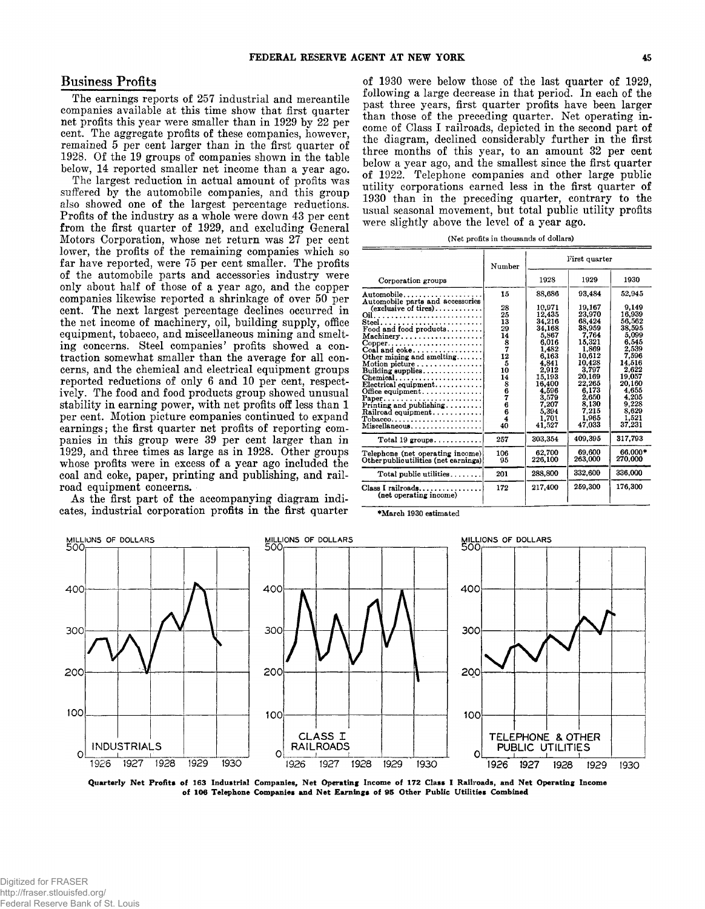## Business Profits

The earnings reports of 257 industrial and mercantile companies available at this time show that first quarter net profits this year were smaller than in 1929 by 22 per cent. The aggregate profits of these companies, however, remained 5 per cent larger than in the first quarter of 1928. Of the 19 groups of companies shown in the table below, 14 reported smaller net income than a year ago.

The largest reduction in actual amount of profits was suffered by the automobile companies, and this group also showed one of the largest percentage reductions. Profits of the industry as a whole were down 43 per cent from the first quarter of 1929, and excluding General Motors Corporation, whose net return was 27 per cent lower, the profits of the remaining companies which so far have reported, were 75 per cent smaller. The profits of the automobile parts and accessories industry were only about half of those of a year ago, and the copper companies likewise reported a shrinkage of over 50 per cent. The next largest percentage declines occurred in the net income of machinery, oil, building supply, office equipment, tobacco, and miscellaneous mining and smelting concerns. Steel companies' profits showed a contraction somewhat smaller than the average for all concerns, and the chemical and electrical equipment groups reported reductions of only 6 and 10 per cent, respectively. The food and food products group showed unusual stability in earning power, with net profits off less than 1 per cent. Motion picture companies continued to expand earnings; the first quarter net profits of reporting companies in this group were 39 per cent larger than in 1929, and three times as large as in 1928. Other groups whose profits were in excess of a year ago included the coal and coke, paper, printing and publishing, and railroad equipment concerns.

As the first part of the accompanying diagram indicates, industrial corporation profits in the first quarter of 1930 were below those of the last quarter of 1929, following a large decrease in that period. In each of the past three years, first quarter profits have been larger than those of the preceding quarter. Net operating income of Class I railroads, depicted in the second part of the diagram, declined considerably further in the first three months of this year, to an amount 32 per cent below a year ago, and the smallest since the first quarter of 1922. Telephone companies and other large public utility corporations earned less in the first quarter of 1930 than in the preceding quarter, contrary to the usual seasonal movement, but total public utility profits were slightly above the level of a year ago.

(Net profits in thousands of dollars)

| Corporation groups | Number | First quarter | | |
|---|---|---|---|---|
| | | 1928 | 1929 | 1930 |
| Automobile | 15 | 88,686 | 93,484 | 52,945 |
| Automobile parts and accessories (exclusive of tires) | 28 | 10,971 | 19,167 | 9,149 |
| Oil | 25 | 12,435 | 23,970 | 16,939 |
| Steel | 13 | 34,216 | 68,424 | 56,562 |
| Food and food products | 29 | 34,168 | 38,959 | 38,595 |
| Machinery | 14 | 5,867 | 7,764 | 5,099 |
| Copper | 8 | 6,016 | 15,321 | 6,545 |
| Coal and coke | 7 | 1,482 | 1,869 | 2,539 |
| Other mining and smelting | 12 | 6,163 | 10,612 | 7,596 |
| Motion picture | 5 | 4,841 | 10,428 | 14,516 |
| Building supplies | 10 | 2,912 | 3,797 | 2,622 |
| Chemical | 14 | 15,193 | 20,169 | 19,057 |
| Electrical equipment | 8 | 16,400 | 22,265 | 20,160 |
| Office equipment | 6 | 4,596 | 6,173 | 4,655 |
| Paper | 7 | 3,579 | 2,650 | 4,205 |
| Printing and publishing | 6 | 7,207 | 8,130 | 9,228 |
| Railroad equipment | 6 | 5,394 | 7,215 | 8,629 |
| Tobacco | 4 | 1,701 | 1,965 | 1,521 |
| Miscellaneous | 40 | 41,527 | 47,033 | 37,231 |
| Total 19 groups | 257 | 303,354 | 409,395 | 317,793 |
| Telephone (net operating income) | 106 | 62,700 | 69,600 | 66,000* |
| Other public utilities (net earnings) | 95 | 226,100 | 263,000 | 270,000 |
| Total public utilities | 201 | 288,800 | 332,600 | 336,000 |
| Class I railroads (net operating income) | 172 | 217,400 | 259,300 | 176,300 |

*March 1930 estimated

Quarterly Net Profits of 163 Industrial Companies, Net Operating Income of 172 Class I Railroads, and Net Operating Income of 106 Telephone Companies and Net Earnings of 95 Other Public Utilities Combined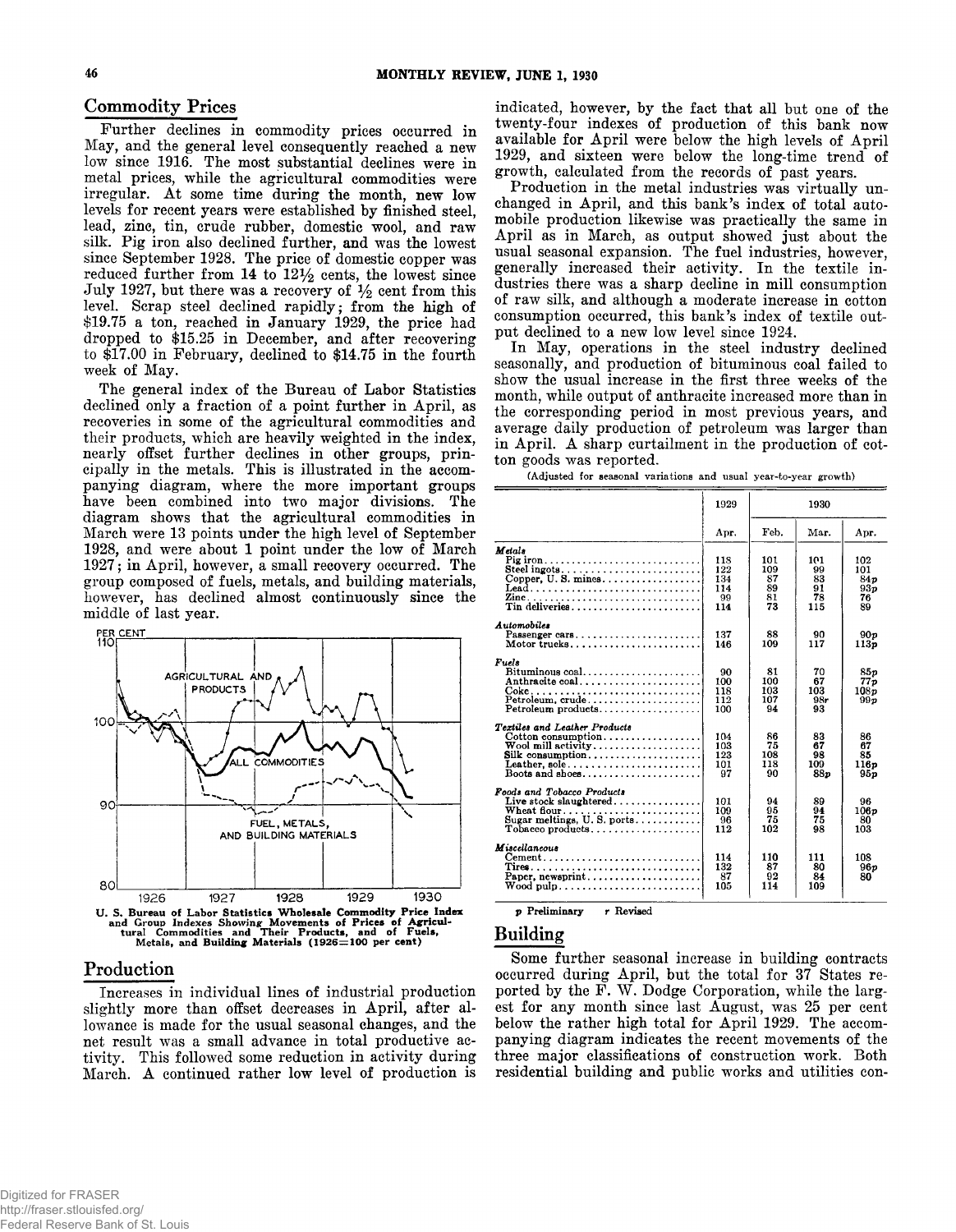## Commodity Prices

Further declines in commodity prices occurred in May, and the general level consequently reached a new low since 1916. The most substantial declines were in metal prices, while the agricultural commodities were irregular. At some time during the month, new low levels for recent years were established by finished steel, lead, zinc, tin, crude rubber, domestic wool, and raw silk. Pig iron also declined further, and was the lowest since September 1928. The price of domestic copper was reduced further from 14 to 12½ cents, the lowest since July 1927, but there was a recovery of ½ cent from this level. Scrap steel declined rapidly; from the high of $19.75 a ton, reached in January 1929, the price had dropped to $15.25 in December, and after recovering to $17.00 in February, declined to $14.75 in the fourth week of May.

The general index of the Bureau of Labor Statistics declined only a fraction of a point further in April, as recoveries in some of the agricultural commodities and their products, which are heavily weighted in the index, nearly offset further declines in other groups, principally in the metals. This is illustrated in the accompanying diagram, where the more important groups have been combined into two major divisions. The diagram shows that the agricultural commodities in March were 13 points under the high level of September 1928, and were about 1 point under the low of March 1927; in April, however, a small recovery occurred. The group composed of fuels, metals, and building materials, however, has declined almost continuously since the middle of last year.

U. S. Bureau of Labor Statistics Wholesale Commodity Price Index and Group Indexes Showing Movements of Prices of Agricultural Commodities and Their Products, and of Fuels, Metals, and Building Materials (1926=100 per cent)

## Production

Increases in individual lines of industrial production slightly more than offset decreases in April, after allowance is made for the usual seasonal changes, and the net result was a small advance in total productive activity. This followed some reduction in activity during March. A continued rather low level of production is indicated, however, by the fact that all but one of the twenty-four indexes of production of this bank now available for April were below the high levels of April 1929, and sixteen were below the long-time trend of growth, calculated from the records of past years.

Production in the metal industries was virtually unchanged in April, and this bank's index of total automobile production likewise was practically the same in April as in March, as output showed just about the usual seasonal expansion. The fuel industries, however, generally increased their activity. In the textile industries there was a sharp decline in mill consumption of raw silk, and although a moderate increase in cotton consumption occurred, this bank's index of textile output declined to a new low level since 1924.

In May, operations in the steel industry declined seasonally, and production of bituminous coal failed to show the usual increase in the first three weeks of the month, while output of anthracite increased more than in the corresponding period in most previous years, and average daily production of petroleum was larger than in April. A sharp curtailment in the production of cotton goods was reported.

(Adjusted for seasonal variations and usual year-to-year growth)

| | 1929 | 1930 | | |
|---|---|---|---|---|
| | Apr. | Feb. | Mar. | Apr. |
| ***Metals*** | | | | |
| Pig iron | 118 | 101 | 101 | 102 |
| Steel ingots | 122 | 109 | 99 | 101 |
| Copper, U. S. mines | 134 | 87 | 83 | 84p |
| Lead | 114 | 89 | 91 | 93p |
| Zinc | 99 | 81 | 78 | 76 |
| Tin deliveries | 114 | 73 | 115 | 89 |
| ***Automobiles*** | | | | |
| Passenger cars | 137 | 88 | 90 | 90p |
| Motor trucks | 146 | 109 | 117 | 113p |
| ***Fuels*** | | | | |
| Bituminous coal | 90 | 81 | 70 | 85p |
| Anthracite coal | 100 | 100 | 67 | 77p |
| Coke | 118 | 103 | 103 | 108p |
| Petroleum, crude | 112 | 107 | 98r | 99p |
| Petroleum products | 100 | 94 | 93 | |
| ***Textiles and Leather Products*** | | | | |
| Cotton consumption | 104 | 86 | 83 | 86 |
| Wool mill activity | 103 | 75 | 67 | 67 |
| Silk consumption | 123 | 108 | 98 | 85 |
| Leather, sole | 101 | 118 | 109 | 116p |
| Boots and shoes | 97 | 90 | 88p | 95p |
| ***Foods and Tobacco Products*** | | | | |
| Live stock slaughtered | 101 | 94 | 89 | 96 |
| Wheat flour | 109 | 95 | 94 | 106p |
| Sugar meltings, U. S. ports | 96 | 75 | 75 | 80 |
| Tobacco products | 112 | 102 | 98 | 103 |
| ***Miscellaneous*** | | | | |
| Cement | 114 | 110 | 111 | 108 |
| Tires | 132 | 87 | 80 | 96p |
| Paper, newsprint | 87 | 92 | 84 | 80 |
| Wood pulp | 105 | 114 | 109 | |

*p* Preliminary *r* Revised

## Building

Some further seasonal increase in building contracts occurred during April, but the total for 37 States reported by the F. W. Dodge Corporation, while the largest for any month since last August, was 25 per cent below the rather high total for April 1929. The accompanying diagram indicates the recent movements of the three major classifications of construction work. Both residential building and public works and utilities con-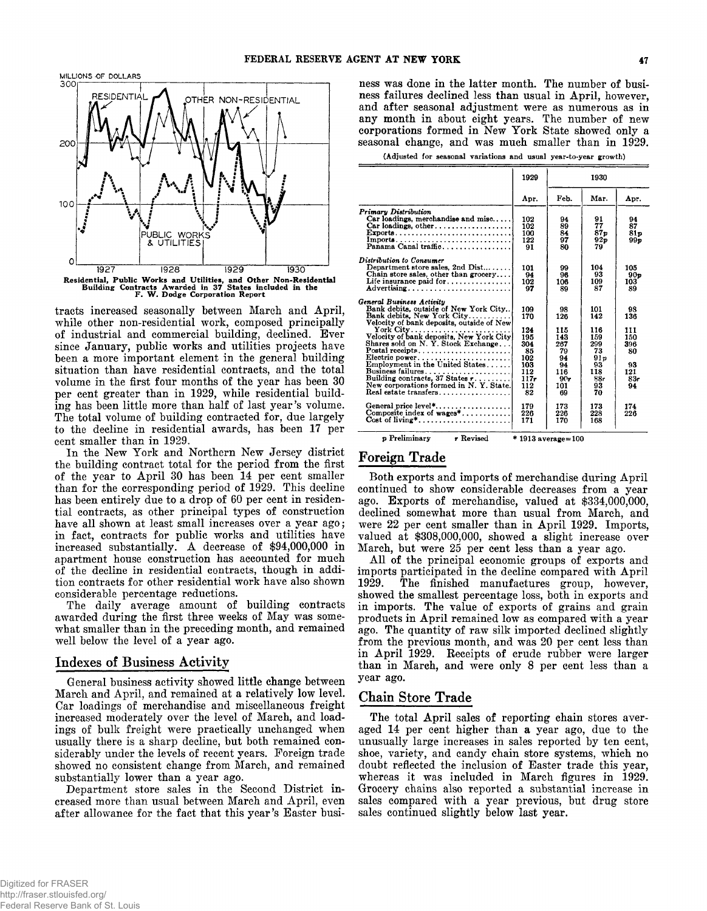MILLIONS OF DOLLARS

Residential, Public Works and Utilities, and Other Non-Residential Building Contracts Awarded in 37 States included in the F. W. Dodge Corporation Report

tracts increased seasonally between March and April, while other non-residential work, composed principally of industrial and commercial building, declined. Ever since January, public works and utilities projects have been a more important element in the general building situation than have residential contracts, and the total volume in the first four months of the year has been 30 per cent greater than in 1929, while residential building has been little more than half of last year's volume. The total volume of building contracted for, due largely to the decline in residential awards, has been 17 per cent smaller than in 1929.

In the New York and Northern New Jersey district the building contract total for the period from the first of the year to April 30 has been 14 per cent smaller than for the corresponding period of 1929. This decline has been entirely due to a drop of 60 per cent in residential contracts, as other principal types of construction have all shown at least small increases over a year ago; in fact, contracts for public works and utilities have increased substantially. A decrease of $94,000,000 in apartment house construction has accounted for much of the decline in residential contracts, though in addition contracts for other residential work have also shown considerable percentage reductions.

The daily average amount of building contracts awarded during the first three weeks of May was somewhat smaller than in the preceding month, and remained well below the level of a year ago.

## Indexes of Business Activity

General business activity showed little change between March and April, and remained at a relatively low level. Car loadings of merchandise and miscellaneous freight increased moderately over the level of March, and loadings of bulk freight were practically unchanged when usually there is a sharp decline, but both remained considerably under the levels of recent years. Foreign trade showed no consistent change from March, and remained substantially lower than a year ago.

Department store sales in the Second District increased more than usual between March and April, even after allowance for the fact that this year's Easter business was done in the latter month. The number of business failures declined less than usual in April, however, and after seasonal adjustment were as numerous as in any month in about eight years. The number of new corporations formed in New York State showed only a seasonal change, and was much smaller than in 1929.

(Adjusted for seasonal variations and usual year-to-year growth)

| | 1929 | 1930 | | |
|---|---|---|---|---|
| | Apr. | Feb. | Mar. | Apr. |
| *Primary Distribution* | | | | |
| Car loadings, merchandise and misc. | 102 | 94 | 91 | 94 |
| Car loadings, other | 102 | 89 | 77 | 87 |
| Exports | 100 | 84 | 87p | 81p |
| Imports | 122 | 97 | 92p | 99p |
| Panama Canal traffic | 91 | 80 | 79 | |
| *Distribution to Consumer* | | | | |
| Department store sales, 2nd Dist. | 101 | 99 | 104 | 105 |
| Chain store sales, other than grocery | 94 | 96 | 93 | 90p |
| Life insurance paid for | 102 | 106 | 109 | 103 |
| Advertising | 97 | 89 | 87 | 89 |
| *General Business Activity* | | | | |
| Bank debits, outside of New York City | 109 | 98 | 101 | 98 |
| Bank debits, New York City | 170 | 126 | 142 | 136 |
| Velocity of bank deposits, outside of New York City | 124 | 115 | 116 | 111 |
| Velocity of bank deposits, New York City | 195 | 143 | 159 | 150 |
| Shares sold on N. Y. Stock Exchange | 304 | 267 | 299 | 396 |
| Postal receipts | 85 | 79 | 73 | 80 |
| Electric power | 102 | 94 | 91p | |
| Employment in the United States | 103 | 94 | 93 | 93 |
| Business failures | 112 | 116 | 118 | 121 |
| Building contracts, 37 States r | 117r | 90r | 88r | 83r |
| New corporations formed in N. Y. State | 112 | 101 | 93 | 94 |
| Real estate transfers | 82 | 69 | 70 | |
| General price level* | 179 | 173 | 173 | 174 |
| Composite index of wages* | 226 | 226 | 228 | 226 |
| Cost of living* | 171 | 170 | 168 | |

p Preliminary r Revised * 1913 average=100

## Foreign Trade

Both exports and imports of merchandise during April continued to show considerable decreases from a year ago. Exports of merchandise, valued at $334,000,000, declined somewhat more than usual from March, and were 22 per cent smaller than in April 1929. Imports, valued at $308,000,000, showed a slight increase over March, but were 25 per cent less than a year ago.

All of the principal economic groups of exports and imports participated in the decline compared with April 1929. The finished manufactures group, however, showed the smallest percentage loss, both in exports and in imports. The value of exports of grains and grain products in April remained low as compared with a year ago. The quantity of raw silk imported declined slightly from the previous month, and was 20 per cent less than in April 1929. Receipts of crude rubber were larger than in March, and were only 8 per cent less than a year ago.

## Chain Store Trade

The total April sales of reporting chain stores averaged 14 per cent higher than a year ago, due to the unusually large increases in sales reported by ten cent, shoe, variety, and candy chain store systems, which no doubt reflected the inclusion of Easter trade this year, whereas it was included in March figures in 1929. Grocery chains also reported a substantial increase in sales compared with a year previous, but drug store sales continued slightly below last year.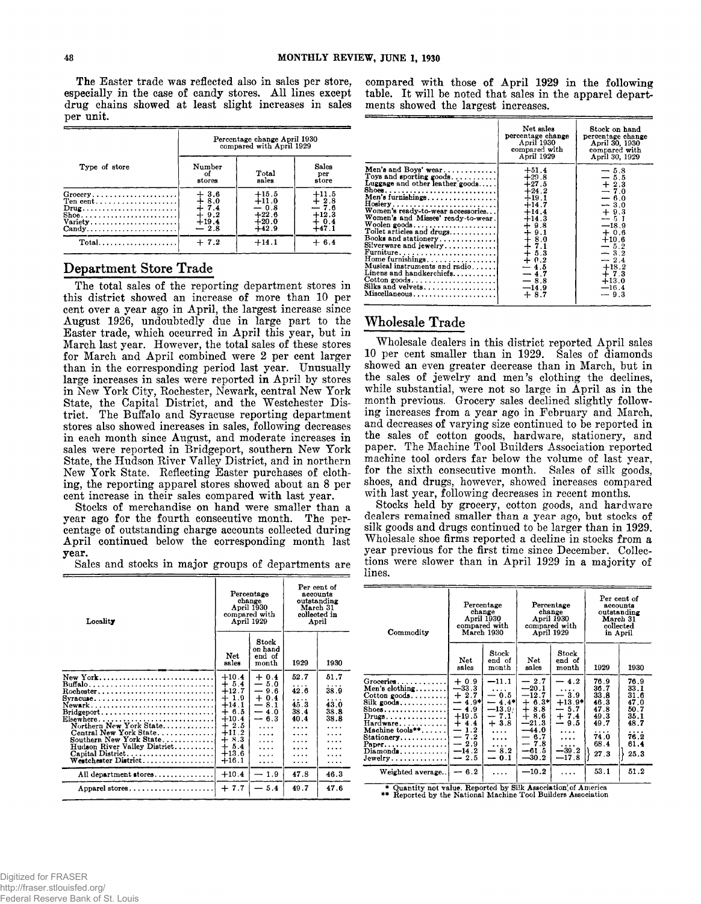The Easter trade was reflected also in sales per store, especially in the case of candy stores. All lines except drug chains showed at least slight increases in sales per unit.

| Type of store | Percentage change April 1930 compared with April 1929 | | |
|---|---|---|---|
| | Number of stores | Total sales | Sales per store |
| Grocery | +3.6 | +15.5 | +11.5 |
| Ten cent | +8.0 | +11.0 | +2.8 |
| Drug | +7.4 | −0.8 | −7.6 |
| Shoe | +9.2 | +22.6 | +12.3 |
| Variety | +19.4 | +20.0 | +0.4 |
| Candy | −2.8 | +42.9 | +47.1 |
| Total | +7.2 | +14.1 | +6.4 |

## Department Store Trade

The total sales of the reporting department stores in this district showed an increase of more than 10 per cent over a year ago in April, the largest increase since August 1926, undoubtedly due in large part to the Easter trade, which occurred in April this year, but in March last year. However, the total sales of these stores for March and April combined were 2 per cent larger than in the corresponding period last year. Unusually large increases in sales were reported in April by stores in New York City, Rochester, Newark, central New York State, the Capital District, and the Westchester District. The Buffalo and Syracuse reporting department stores also showed increases in sales, following decreases in each month since August, and moderate increases in sales were reported in Bridgeport, southern New York State, the Hudson River Valley District, and in northern New York State. Reflecting Easter purchases of clothing, the reporting apparel stores showed about an 8 per cent increase in their sales compared with last year.

Stocks of merchandise on hand were smaller than a year ago for the fourth consecutive month. The percentage of outstanding charge accounts collected during April continued below the corresponding month last year.

Sales and stocks in major groups of departments are compared with those of April 1929 in the following table. It will be noted that sales in the apparel departments showed the largest increases.

| Locality | Percentage change April 1930 compared with April 1929 | | Per cent of accounts outstanding March 31 collected in April | |
|---|---|---|---|---|
| | Net sales | Stock on hand end of month | 1929 | 1930 |
| New York | +10.4 | +0.4 | 52.7 | 51.7 |
| Buffalo | +5.4 | −5.0 | .... | .... |
| Rochester | +12.7 | −9.6 | 42.6 | 38.9 |
| Syracuse | +1.9 | +0.4 | .... | .... |
| Newark | +14.1 | −8.1 | 45.3 | 43.0 |
| Bridgeport | +6.5 | −4.0 | 38.4 | 38.8 |
| Elsewhere | +10.4 | −6.3 | 40.4 | 38.8 |
| Northern New York State | +2.5 | .... | .... | .... |
| Central New York State | +11.2 | .... | .... | .... |
| Southern New York State | +8.3 | .... | .... | .... |
| Hudson River Valley District | +5.4 | .... | .... | .... |
| Capital District | +13.6 | .... | .... | .... |
| Westchester District | +16.1 | .... | .... | .... |
| All department stores | +10.4 | −1.9 | 47.8 | 46.3 |
| Apparel stores | +7.7 | −5.4 | 49.7 | 47.6 |

| | Net sales percentage change April 1930 compared with April 1929 | Stock on hand percentage change April 30, 1930 compared with April 30, 1929 |
|---|---|---|
| Men's and Boys' wear | +51.4 | −5.8 |
| Toys and sporting goods | +29.8 | −5.5 |
| Luggage and other leather goods | +27.5 | +2.3 |
| Shoes | +24.2 | −7.0 |
| Men's furnishings | +19.1 | −6.0 |
| Hosiery | +14.7 | −3.0 |
| Women's ready-to-wear accessories | +14.4 | +9.3 |
| Women's and Misses' ready-to-wear | +14.3 | −5.1 |
| Woolen goods | +9.8 | −18.9 |
| Toilet articles and drugs | +9.1 | +0.6 |
| Books and stationery | +8.0 | +10.6 |
| Silverware and jewelry | +7.1 | −5.2 |
| Furniture | +5.3 | −3.2 |
| Home furnishings | +0.2 | −2.4 |
| Musical instruments and radio | −4.5 | +18.2 |
| Linens and handkerchiefs | −4.7 | +7.3 |
| Cotton goods | −8.8 | +13.0 |
| Silks and velvets | −14.9 | −16.4 |
| Miscellaneous | +8.7 | −9.3 |

## Wholesale Trade

Wholesale dealers in this district reported April sales 10 per cent smaller than in 1929. Sales of diamonds showed an even greater decrease than in March, but in the sales of jewelry and men's clothing the declines, while substantial, were not so large in April as in the month previous. Grocery sales declined slightly following increases from a year ago in February and March, and decreases of varying size continued to be reported in the sales of cotton goods, hardware, stationery, and paper. The Machine Tool Builders Association reported machine tool orders far below the volume of last year, for the sixth consecutive month. Sales of silk goods, shoes, and drugs, however, showed increases compared with last year, following decreases in recent months.

Stocks held by grocery, cotton goods, and hardware dealers remained smaller than a year ago, but stocks of silk goods and drugs continued to be larger than in 1929. Wholesale shoe firms reported a decline in stocks from a year previous for the first time since December. Collections were slower than in April 1929 in a majority of lines.

| Commodity | Percentage change April 1930 compared with March 1930 | | Percentage change April 1930 compared with April 1929 | | Per cent of accounts outstanding March 31 collected in April | |
|---|---|---|---|---|---|---|
| | Net sales | Stock end of month | Net sales | Stock end of month | 1929 | 1930 |
| Groceries | +0.9 | −11.1 | −2.7 | −4.2 | 76.9 | 76.9 |
| Men's clothing | −33.3 | .... | −20.1 | .... | 36.7 | 33.1 |
| Cotton goods | +2.7 | −0.5 | −12.7 | −3.9 | 33.8 | 31.6 |
| Silk goods | −4.9* | −4.4* | +6.3* | +13.9* | 46.3 | 47.0 |
| Shoes | −4.9 | −13.9 | +8.8 | −5.7 | 47.8 | 50.7 |
| Drugs | +19.5 | −7.1 | +8.6 | +7.4 | 49.3 | 35.1 |
| Hardware | +4.4 | +3.8 | −21.3 | −9.5 | 49.7 | 48.7 |
| Machine tools** | −1.2 | .... | −44.0 | .... | .... | .... |
| Stationery | −7.2 | .... | −6.7 | .... | 74.0 | 76.2 |
| Paper | −2.9 | .... | −7.8 | .... | 68.4 | 61.4 |
| Diamonds | −14.2 | −8.2 | −61.5 | −39.2 | 27.3 | 25.3 |
| Jewelry | −2.5 | −0.1 | −30.2 | −17.8 | | |
| Weighted average | −6.2 | .... | −10.2 | .... | 53.1 | 51.2 |

\* Quantity not value. Reported by Silk Association of America
\*\* Reported by the National Machine Tool Builders Association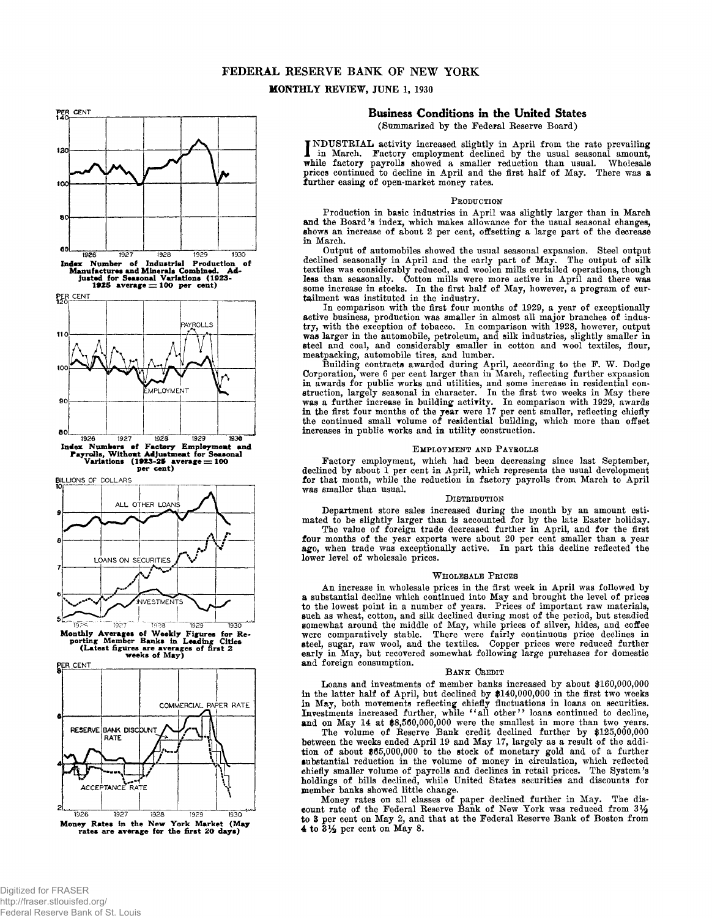FEDERAL RESERVE BANK OF NEW YORK

MONTHLY REVIEW, JUNE 1, 1930

PER CENT

140

120

100

80

60

1926 1927 1928 1929 1930

**Index Number of Industrial Production of Manufactures and Minerals Combined. Adjusted for Seasonal Variations (1923-1925 average = 100 per cent)**

PER CENT

120

110

100

90

80

PAYROLLS

EMPLOYMENT

1926 1927 1928 1929 1930

**Index Numbers of Factory Employment and Payrolls, Without Adjustment for Seasonal Variations (1923-25 average = 100 per cent)**

BILLIONS OF DOLLARS

10

9

8

7

6

5

ALL OTHER LOANS

LOANS ON SECURITIES

INVESTMENTS

1926 1927 1928 1929 1930

**Monthly Averages of Weekly Figures for Reporting Member Banks in Leading Cities (Latest figures are averages of first 2 weeks of May)**

PER CENT

8

6

4

2

COMMERCIAL PAPER RATE

RESERVE BANK DISCOUNT RATE

ACCEPTANCE RATE

1926 1927 1928 1929 1930

**Money Rates in the New York Market (May rates are average for the first 20 days)**

## Business Conditions in the United States

(Summarized by the Federal Reserve Board)

INDUSTRIAL activity increased slightly in April from the rate prevailing in March. Factory employment declined by the usual seasonal amount, while factory payrolls showed a smaller reduction than usual. Wholesale prices continued to decline in April and the first half of May. There was a further easing of open-market money rates.

### Production

Production in basic industries in April was slightly larger than in March and the Board's index, which makes allowance for the usual seasonal changes, shows an increase of about 2 per cent, offsetting a large part of the decrease in March.

Output of automobiles showed the usual seasonal expansion. Steel output declined seasonally in April and the early part of May. The output of silk textiles was considerably reduced, and woolen mills curtailed operations, though less than seasonally. Cotton mills were more active in April and there was some increase in stocks. In the first half of May, however, a program of curtailment was instituted in the industry.

In comparison with the first four months of 1929, a year of exceptionally active business, production was smaller in almost all major branches of industry, with the exception of tobacco. In comparison with 1928, however, output was larger in the automobile, petroleum, and silk industries, slightly smaller in steel and coal, and considerably smaller in cotton and wool textiles, flour, meatpacking, automobile tires, and lumber.

Building contracts awarded during April, according to the F. W. Dodge Corporation, were 6 per cent larger than in March, reflecting further expansion in awards for public works and utilities, and some increase in residential construction, largely seasonal in character. In the first two weeks in May there was a further increase in building activity. In comparison with 1929, awards in the first four months of the year were 17 per cent smaller, reflecting chiefly the continued small volume of residential building, which more than offset increases in public works and in utility construction.

### Employment and Payrolls

Factory employment, which had been decreasing since last September, declined by about 1 per cent in April, which represents the usual development for that month, while the reduction in factory payrolls from March to April was smaller than usual.

### Distribution

Department store sales increased during the month by an amount estimated to be slightly larger than is accounted for by the late Easter holiday.

The value of foreign trade decreased further in April, and for the first four months of the year exports were about 20 per cent smaller than a year ago, when trade was exceptionally active. In part this decline reflected the lower level of wholesale prices.

### Wholesale Prices

An increase in wholesale prices in the first week in April was followed by a substantial decline which continued into May and brought the level of prices to the lowest point in a number of years. Prices of important raw materials, such as wheat, cotton, and silk declined during most of the period, but steadied somewhat around the middle of May, while prices of silver, hides, and coffee were comparatively stable. There were fairly continuous price declines in steel, sugar, raw wool, and the textiles. Copper prices were reduced further early in May, but recovered somewhat following large purchases for domestic and foreign consumption.

### Bank Credit

Loans and investments of member banks increased by about $160,000,000 in the latter half of April, but declined by $140,000,000 in the first two weeks in May, both movements reflecting chiefly fluctuations in loans on securities. Investments increased further, while "all other" loans continued to decline, and on May 14 at $8,560,000,000 were the smallest in more than two years.

The volume of Reserve Bank credit declined further by $125,000,000 between the weeks ended April 19 and May 17, largely as a result of the addition of about $65,000,000 to the stock of monetary gold and of a further substantial reduction in the volume of money in circulation, which reflected chiefly smaller volume of payrolls and declines in retail prices. The System's holdings of bills declined, while United States securities and discounts for member banks showed little change.

Money rates on all classes of paper declined further in May. The discount rate of the Federal Reserve Bank of New York was reduced from 3½ to 3 per cent on May 2, and that at the Federal Reserve Bank of Boston from 4 to 3½ per cent on May 8.